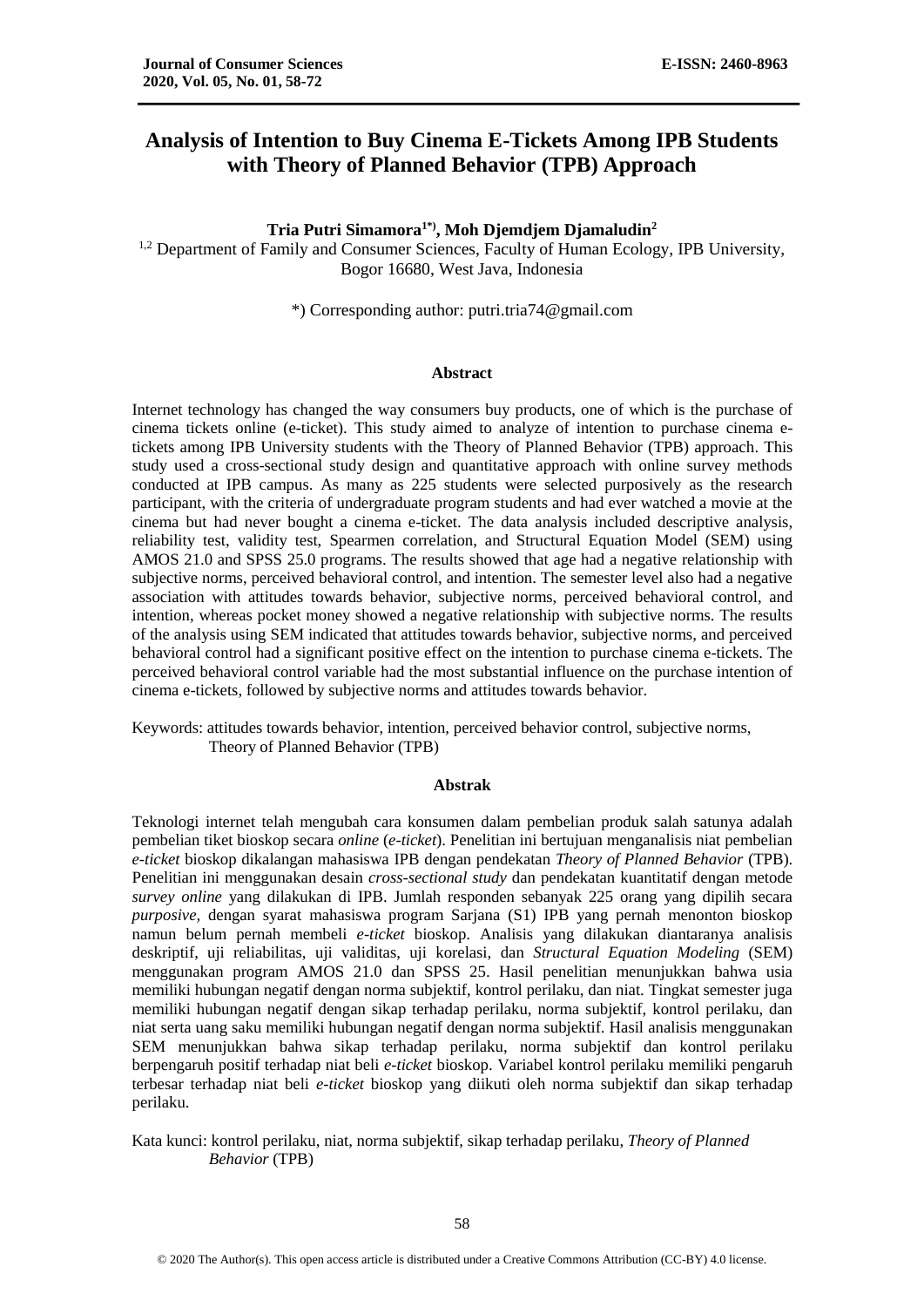# Analysis of Intention to Buy Cinema E-Tickets Among IPB Students with Theory of Planned Behavior (TPB) Approach

**Tria Putri Simamora[1*], Moh Djemdjem Djamaludin[2]**

[1,2] Department of Family and Consumer Sciences, Faculty of Human Ecology, IPB University, Bogor 16680, West Java, Indonesia

*) Corresponding author: putri.tria74@gmail.com

## Abstract

Internet technology has changed the way consumers buy products, one of which is the purchase of cinema tickets online (e-ticket). This study aimed to analyze of intention to purchase cinema e-tickets among IPB University students with the Theory of Planned Behavior (TPB) approach. This study used a cross-sectional study design and quantitative approach with online survey methods conducted at IPB campus. As many as 225 students were selected purposively as the research participant, with the criteria of undergraduate program students and had ever watched a movie at the cinema but had never bought a cinema e-ticket. The data analysis included descriptive analysis, reliability test, validity test, Spearmen correlation, and Structural Equation Model (SEM) using AMOS 21.0 and SPSS 25.0 programs. The results showed that age had a negative relationship with subjective norms, perceived behavioral control, and intention. The semester level also had a negative association with attitudes towards behavior, subjective norms, perceived behavioral control, and intention, whereas pocket money showed a negative relationship with subjective norms. The results of the analysis using SEM indicated that attitudes towards behavior, subjective norms, and perceived behavioral control had a significant positive effect on the intention to purchase cinema e-tickets. The perceived behavioral control variable had the most substantial influence on the purchase intention of cinema e-tickets, followed by subjective norms and attitudes towards behavior.

Keywords: attitudes towards behavior, intention, perceived behavior control, subjective norms, Theory of Planned Behavior (TPB)

## Abstrak

Teknologi internet telah mengubah cara konsumen dalam pembelian produk salah satunya adalah pembelian tiket bioskop secara *online* (*e-ticket*). Penelitian ini bertujuan menganalisis niat pembelian *e-ticket* bioskop dikalangan mahasiswa IPB dengan pendekatan *Theory of Planned Behavior* (TPB). Penelitian ini menggunakan desain *cross-sectional study* dan pendekatan kuantitatif dengan metode *survey online* yang dilakukan di IPB. Jumlah responden sebanyak 225 orang yang dipilih secara *purposive*, dengan syarat mahasiswa program Sarjana (S1) IPB yang pernah menonton bioskop namun belum pernah membeli *e-ticket* bioskop. Analisis yang dilakukan diantaranya analisis deskriptif, uji reliabilitas, uji validitas, uji korelasi, dan *Structural Equation Modeling* (SEM) menggunakan program AMOS 21.0 dan SPSS 25. Hasil penelitian menunjukkan bahwa usia memiliki hubungan negatif dengan norma subjektif, kontrol perilaku, dan niat. Tingkat semester juga memiliki hubungan negatif dengan sikap terhadap perilaku, norma subjektif, kontrol perilaku, dan niat serta uang saku memiliki hubungan negatif dengan norma subjektif. Hasil analisis menggunakan SEM menunjukkan bahwa sikap terhadap perilaku, norma subjektif dan kontrol perilaku berpengaruh positif terhadap niat beli *e-ticket* bioskop. Variabel kontrol perilaku memiliki pengaruh terbesar terhadap niat beli *e-ticket* bioskop yang diikuti oleh norma subjektif dan sikap terhadap perilaku.

Kata kunci: kontrol perilaku, niat, norma subjektif, sikap terhadap perilaku, *Theory of Planned Behavior* (TPB)

© 2020 The Author(s). This open access article is distributed under a Creative Commons Attribution (CC-BY) 4.0 license.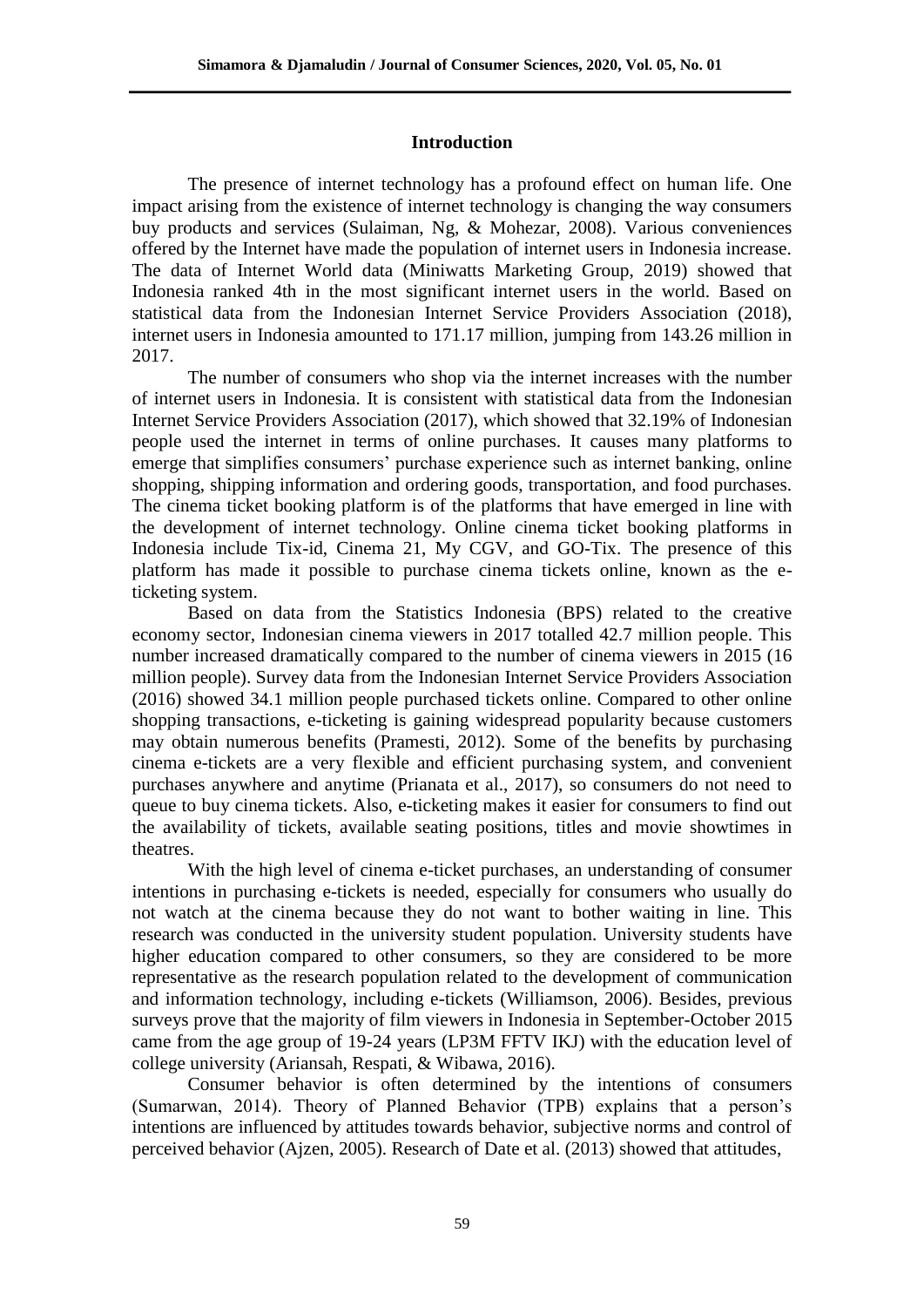## Introduction

The presence of internet technology has a profound effect on human life. One impact arising from the existence of internet technology is changing the way consumers buy products and services (Sulaiman, Ng, & Mohezar, 2008). Various conveniences offered by the Internet have made the population of internet users in Indonesia increase. The data of Internet World data (Miniwatts Marketing Group, 2019) showed that Indonesia ranked 4th in the most significant internet users in the world. Based on statistical data from the Indonesian Internet Service Providers Association (2018), internet users in Indonesia amounted to 171.17 million, jumping from 143.26 million in 2017.

The number of consumers who shop via the internet increases with the number of internet users in Indonesia. It is consistent with statistical data from the Indonesian Internet Service Providers Association (2017), which showed that 32.19% of Indonesian people used the internet in terms of online purchases. It causes many platforms to emerge that simplifies consumers' purchase experience such as internet banking, online shopping, shipping information and ordering goods, transportation, and food purchases. The cinema ticket booking platform is of the platforms that have emerged in line with the development of internet technology. Online cinema ticket booking platforms in Indonesia include Tix-id, Cinema 21, My CGV, and GO-Tix. The presence of this platform has made it possible to purchase cinema tickets online, known as the e-ticketing system.

Based on data from the Statistics Indonesia (BPS) related to the creative economy sector, Indonesian cinema viewers in 2017 totalled 42.7 million people. This number increased dramatically compared to the number of cinema viewers in 2015 (16 million people). Survey data from the Indonesian Internet Service Providers Association (2016) showed 34.1 million people purchased tickets online. Compared to other online shopping transactions, e-ticketing is gaining widespread popularity because customers may obtain numerous benefits (Pramesti, 2012). Some of the benefits by purchasing cinema e-tickets are a very flexible and efficient purchasing system, and convenient purchases anywhere and anytime (Prianata et al., 2017), so consumers do not need to queue to buy cinema tickets. Also, e-ticketing makes it easier for consumers to find out the availability of tickets, available seating positions, titles and movie showtimes in theatres.

With the high level of cinema e-ticket purchases, an understanding of consumer intentions in purchasing e-tickets is needed, especially for consumers who usually do not watch at the cinema because they do not want to bother waiting in line. This research was conducted in the university student population. University students have higher education compared to other consumers, so they are considered to be more representative as the research population related to the development of communication and information technology, including e-tickets (Williamson, 2006). Besides, previous surveys prove that the majority of film viewers in Indonesia in September-October 2015 came from the age group of 19-24 years (LP3M FFTV IKJ) with the education level of college university (Ariansah, Respati, & Wibawa, 2016).

Consumer behavior is often determined by the intentions of consumers (Sumarwan, 2014). Theory of Planned Behavior (TPB) explains that a person's intentions are influenced by attitudes towards behavior, subjective norms and control of perceived behavior (Ajzen, 2005). Research of Date et al. (2013) showed that attitudes,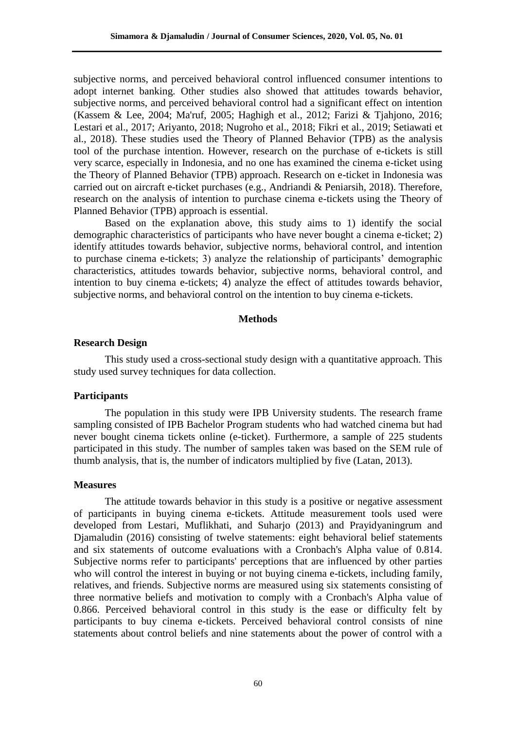subjective norms, and perceived behavioral control influenced consumer intentions to adopt internet banking. Other studies also showed that attitudes towards behavior, subjective norms, and perceived behavioral control had a significant effect on intention (Kassem & Lee, 2004; Ma'ruf, 2005; Haghigh et al., 2012; Farizi & Tjahjono, 2016; Lestari et al., 2017; Ariyanto, 2018; Nugroho et al., 2018; Fikri et al., 2019; Setiawati et al., 2018). These studies used the Theory of Planned Behavior (TPB) as the analysis tool of the purchase intention. However, research on the purchase of e-tickets is still very scarce, especially in Indonesia, and no one has examined the cinema e-ticket using the Theory of Planned Behavior (TPB) approach. Research on e-ticket in Indonesia was carried out on aircraft e-ticket purchases (e.g., Andriandi & Peniarsih, 2018). Therefore, research on the analysis of intention to purchase cinema e-tickets using the Theory of Planned Behavior (TPB) approach is essential.

Based on the explanation above, this study aims to 1) identify the social demographic characteristics of participants who have never bought a cinema e-ticket; 2) identify attitudes towards behavior, subjective norms, behavioral control, and intention to purchase cinema e-tickets; 3) analyze the relationship of participants' demographic characteristics, attitudes towards behavior, subjective norms, behavioral control, and intention to buy cinema e-tickets; 4) analyze the effect of attitudes towards behavior, subjective norms, and behavioral control on the intention to buy cinema e-tickets.

## Methods

### Research Design

This study used a cross-sectional study design with a quantitative approach. This study used survey techniques for data collection.

### Participants

The population in this study were IPB University students. The research frame sampling consisted of IPB Bachelor Program students who had watched cinema but had never bought cinema tickets online (e-ticket). Furthermore, a sample of 225 students participated in this study. The number of samples taken was based on the SEM rule of thumb analysis, that is, the number of indicators multiplied by five (Latan, 2013).

### Measures

The attitude towards behavior in this study is a positive or negative assessment of participants in buying cinema e-tickets. Attitude measurement tools used were developed from Lestari, Muflikhati, and Suharjo (2013) and Prayidyaningrum and Djamaludin (2016) consisting of twelve statements: eight behavioral belief statements and six statements of outcome evaluations with a Cronbach's Alpha value of 0.814. Subjective norms refer to participants' perceptions that are influenced by other parties who will control the interest in buying or not buying cinema e-tickets, including family, relatives, and friends. Subjective norms are measured using six statements consisting of three normative beliefs and motivation to comply with a Cronbach's Alpha value of 0.866. Perceived behavioral control in this study is the ease or difficulty felt by participants to buy cinema e-tickets. Perceived behavioral control consists of nine statements about control beliefs and nine statements about the power of control with a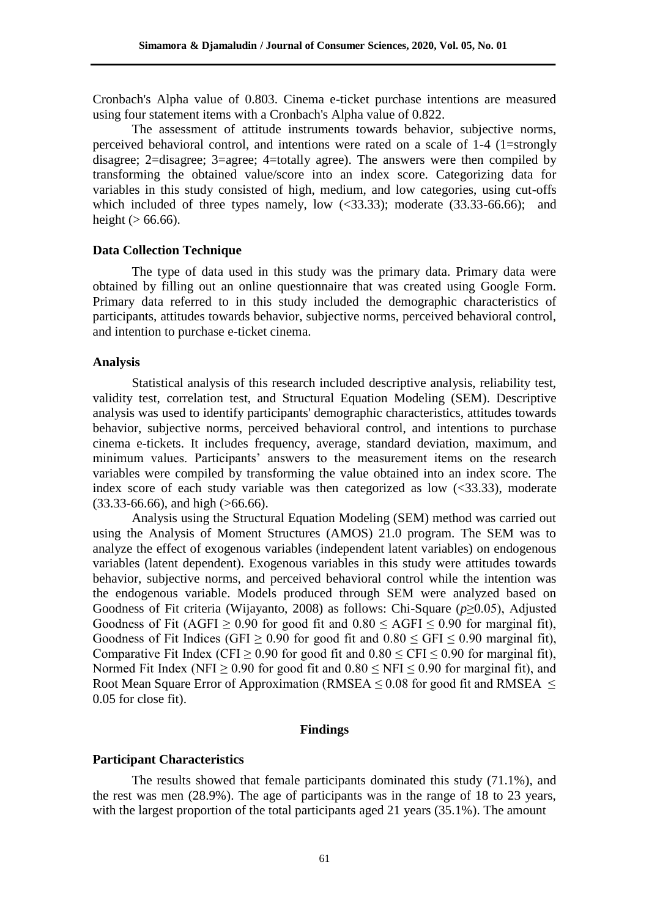Cronbach's Alpha value of 0.803. Cinema e-ticket purchase intentions are measured using four statement items with a Cronbach's Alpha value of 0.822.

The assessment of attitude instruments towards behavior, subjective norms, perceived behavioral control, and intentions were rated on a scale of 1-4 (1=strongly disagree; 2=disagree; 3=agree; 4=totally agree). The answers were then compiled by transforming the obtained value/score into an index score. Categorizing data for variables in this study consisted of high, medium, and low categories, using cut-offs which included of three types namely, low (<33.33); moderate (33.33-66.66); and height (> 66.66).

### Data Collection Technique

The type of data used in this study was the primary data. Primary data were obtained by filling out an online questionnaire that was created using Google Form. Primary data referred to in this study included the demographic characteristics of participants, attitudes towards behavior, subjective norms, perceived behavioral control, and intention to purchase e-ticket cinema.

### Analysis

Statistical analysis of this research included descriptive analysis, reliability test, validity test, correlation test, and Structural Equation Modeling (SEM). Descriptive analysis was used to identify participants' demographic characteristics, attitudes towards behavior, subjective norms, perceived behavioral control, and intentions to purchase cinema e-tickets. It includes frequency, average, standard deviation, maximum, and minimum values. Participants' answers to the measurement items on the research variables were compiled by transforming the value obtained into an index score. The index score of each study variable was then categorized as low (<33.33), moderate (33.33-66.66), and high (>66.66).

Analysis using the Structural Equation Modeling (SEM) method was carried out using the Analysis of Moment Structures (AMOS) 21.0 program. The SEM was to analyze the effect of exogenous variables (independent latent variables) on endogenous variables (latent dependent). Exogenous variables in this study were attitudes towards behavior, subjective norms, and perceived behavioral control while the intention was the endogenous variable. Models produced through SEM were analyzed based on Goodness of Fit criteria (Wijayanto, 2008) as follows: Chi-Square ($p \geq 0.05$), Adjusted Goodness of Fit ($AGFI \geq 0.90$ for good fit and $0.80 \leq AGFI \leq 0.90$ for marginal fit), Goodness of Fit Indices ($GFI \geq 0.90$ for good fit and $0.80 \leq GFI \leq 0.90$ marginal fit), Comparative Fit Index ($CFI \geq 0.90$ for good fit and $0.80 \leq CFI \leq 0.90$ for marginal fit), Normed Fit Index ($NFI \geq 0.90$ for good fit and $0.80 \leq NFI \leq 0.90$ for marginal fit), and Root Mean Square Error of Approximation ($RMSEA \leq 0.08$ for good fit and $RMSEA \leq 0.05$ for close fit).

## Findings

### Participant Characteristics

The results showed that female participants dominated this study (71.1%), and the rest was men (28.9%). The age of participants was in the range of 18 to 23 years, with the largest proportion of the total participants aged 21 years (35.1%). The amount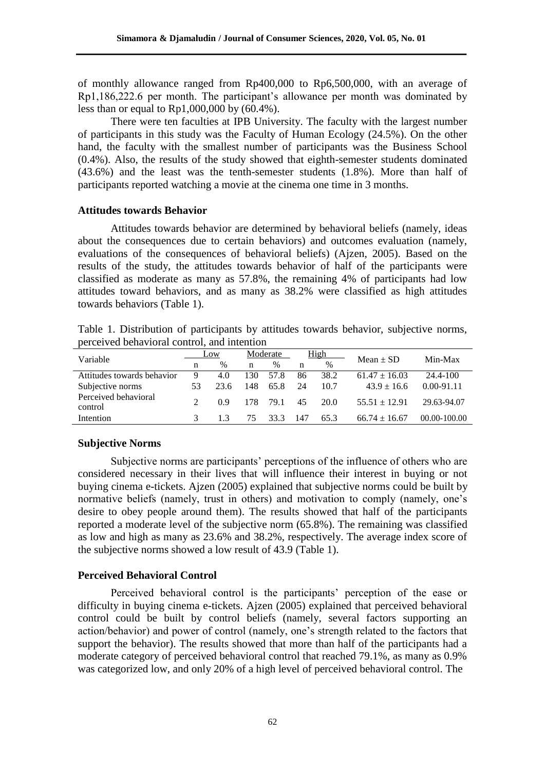of monthly allowance ranged from Rp400,000 to Rp6,500,000, with an average of Rp1,186,222.6 per month. The participant's allowance per month was dominated by less than or equal to Rp1,000,000 by (60.4%).

There were ten faculties at IPB University. The faculty with the largest number of participants in this study was the Faculty of Human Ecology (24.5%). On the other hand, the faculty with the smallest number of participants was the Business School (0.4%). Also, the results of the study showed that eighth-semester students dominated (43.6%) and the least was the tenth-semester students (1.8%). More than half of participants reported watching a movie at the cinema one time in 3 months.

### Attitudes towards Behavior

Attitudes towards behavior are determined by behavioral beliefs (namely, ideas about the consequences due to certain behaviors) and outcomes evaluation (namely, evaluations of the consequences of behavioral beliefs) (Ajzen, 2005). Based on the results of the study, the attitudes towards behavior of half of the participants were classified as moderate as many as 57.8%, the remaining 4% of participants had low attitudes toward behaviors, and as many as 38.2% were classified as high attitudes towards behaviors (Table 1).

Table 1. Distribution of participants by attitudes towards behavior, subjective norms, perceived behavioral control, and intention

| Variable | Low | | Moderate | | High | | Mean ± SD | Min-Max |
|---|---|---|---|---|---|---|---|---|
| | n | % | n | % | n | % | | |
| Attitudes towards behavior | 9 | 4.0 | 130 | 57.8 | 86 | 38.2 | 61.47 ± 16.03 | 24.4-100 |
| Subjective norms | 53 | 23.6 | 148 | 65.8 | 24 | 10.7 | 43.9 ± 16.6 | 0.00-91.11 |
| Perceived behavioral control | 2 | 0.9 | 178 | 79.1 | 45 | 20.0 | 55.51 ± 12.91 | 29.63-94.07 |
| Intention | 3 | 1.3 | 75 | 33.3 | 147 | 65.3 | 66.74 ± 16.67 | 00.00-100.00 |

### Subjective Norms

Subjective norms are participants' perceptions of the influence of others who are considered necessary in their lives that will influence their interest in buying or not buying cinema e-tickets. Ajzen (2005) explained that subjective norms could be built by normative beliefs (namely, trust in others) and motivation to comply (namely, one's desire to obey people around them). The results showed that half of the participants reported a moderate level of the subjective norm (65.8%). The remaining was classified as low and high as many as 23.6% and 38.2%, respectively. The average index score of the subjective norms showed a low result of 43.9 (Table 1).

### Perceived Behavioral Control

Perceived behavioral control is the participants' perception of the ease or difficulty in buying cinema e-tickets. Ajzen (2005) explained that perceived behavioral control could be built by control beliefs (namely, several factors supporting an action/behavior) and power of control (namely, one's strength related to the factors that support the behavior). The results showed that more than half of the participants had a moderate category of perceived behavioral control that reached 79.1%, as many as 0.9% was categorized low, and only 20% of a high level of perceived behavioral control. The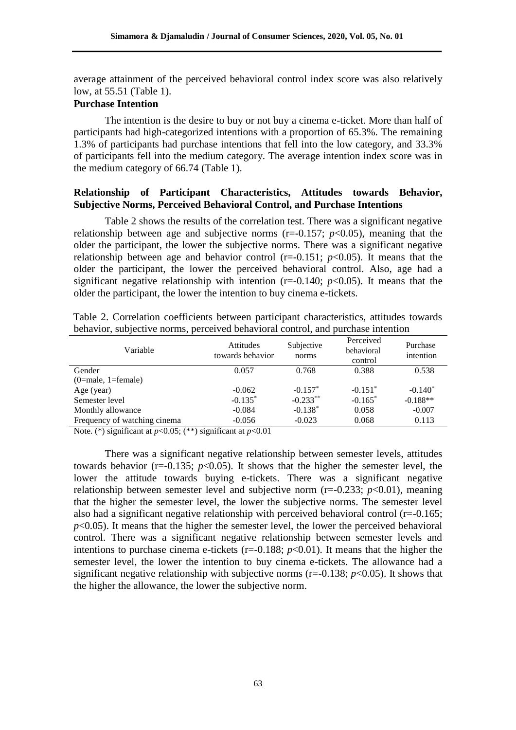average attainment of the perceived behavioral control index score was also relatively low, at 55.51 (Table 1).

**Purchase Intention**

The intention is the desire to buy or not buy a cinema e-ticket. More than half of participants had high-categorized intentions with a proportion of 65.3%. The remaining 1.3% of participants had purchase intentions that fell into the low category, and 33.3% of participants fell into the medium category. The average intention index score was in the medium category of 66.74 (Table 1).

**Relationship of Participant Characteristics, Attitudes towards Behavior, Subjective Norms, Perceived Behavioral Control, and Purchase Intentions**

Table 2 shows the results of the correlation test. There was a significant negative relationship between age and subjective norms (r=-0.157; $p$<0.05), meaning that the older the participant, the lower the subjective norms. There was a significant negative relationship between age and behavior control (r=-0.151; $p$<0.05). It means that the older the participant, the lower the perceived behavioral control. Also, age had a significant negative relationship with intention (r=-0.140; $p$<0.05). It means that the older the participant, the lower the intention to buy cinema e-tickets.

Table 2. Correlation coefficients between participant characteristics, attitudes towards behavior, subjective norms, perceived behavioral control, and purchase intention

| Variable | Attitudes towards behavior | Subjective norms | Perceived behavioral control | Purchase intention |
|---|---|---|---|---|
| Gender (0=male, 1=female) | 0.057 | 0.768 | 0.388 | 0.538 |
| Age (year) | -0.062 | -0.157* | -0.151* | -0.140* |
| Semester level | -0.135* | -0.233** | -0.165* | -0.188** |
| Monthly allowance | -0.084 | -0.138* | 0.058 | -0.007 |
| Frequency of watching cinema | -0.056 | -0.023 | 0.068 | 0.113 |

Note. (*) significant at $p$<0.05; (**) significant at $p$<0.01

There was a significant negative relationship between semester levels, attitudes towards behavior (r=-0.135; $p$<0.05). It shows that the higher the semester level, the lower the attitude towards buying e-tickets. There was a significant negative relationship between semester level and subjective norm (r=-0.233; $p$<0.01), meaning that the higher the semester level, the lower the subjective norms. The semester level also had a significant negative relationship with perceived behavioral control (r=-0.165; $p$<0.05). It means that the higher the semester level, the lower the perceived behavioral control. There was a significant negative relationship between semester levels and intentions to purchase cinema e-tickets (r=-0.188; $p$<0.01). It means that the higher the semester level, the lower the intention to buy cinema e-tickets. The allowance had a significant negative relationship with subjective norms (r=-0.138; $p$<0.05). It shows that the higher the allowance, the lower the subjective norm.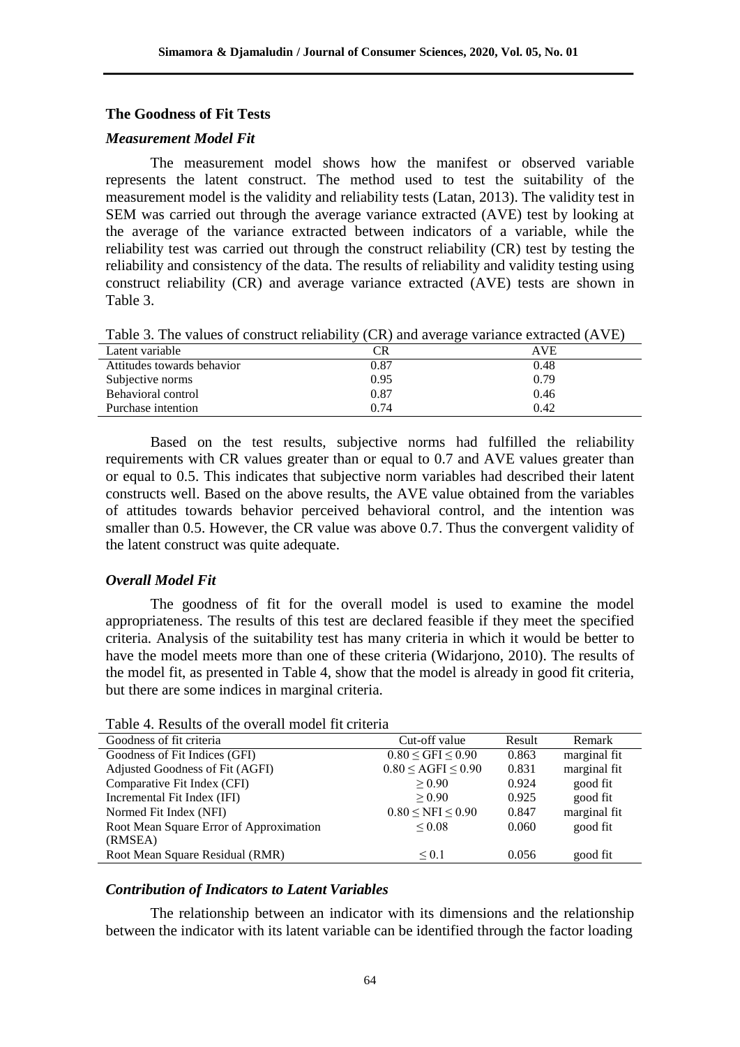### The Goodness of Fit Tests

#### *Measurement Model Fit*

The measurement model shows how the manifest or observed variable represents the latent construct. The method used to test the suitability of the measurement model is the validity and reliability tests (Latan, 2013). The validity test in SEM was carried out through the average variance extracted (AVE) test by looking at the average of the variance extracted between indicators of a variable, while the reliability test was carried out through the construct reliability (CR) test by testing the reliability and consistency of the data. The results of reliability and validity testing using construct reliability (CR) and average variance extracted (AVE) tests are shown in Table 3.

Table 3. The values of construct reliability (CR) and average variance extracted (AVE)

| Latent variable | CR | AVE |
|---|---|---|
| Attitudes towards behavior | 0.87 | 0.48 |
| Subjective norms | 0.95 | 0.79 |
| Behavioral control | 0.87 | 0.46 |
| Purchase intention | 0.74 | 0.42 |

Based on the test results, subjective norms had fulfilled the reliability requirements with CR values greater than or equal to 0.7 and AVE values greater than or equal to 0.5. This indicates that subjective norm variables had described their latent constructs well. Based on the above results, the AVE value obtained from the variables of attitudes towards behavior perceived behavioral control, and the intention was smaller than 0.5. However, the CR value was above 0.7. Thus the convergent validity of the latent construct was quite adequate.

#### *Overall Model Fit*

The goodness of fit for the overall model is used to examine the model appropriateness. The results of this test are declared feasible if they meet the specified criteria. Analysis of the suitability test has many criteria in which it would be better to have the model meets more than one of these criteria (Widarjono, 2010). The results of the model fit, as presented in Table 4, show that the model is already in good fit criteria, but there are some indices in marginal criteria.

Table 4. Results of the overall model fit criteria

| Goodness of fit criteria | Cut-off value | Result | Remark |
|---|---|---|---|
| Goodness of Fit Indices (GFI) | $0.80 \leq \text{GFI} \leq 0.90$ | 0.863 | marginal fit |
| Adjusted Goodness of Fit (AGFI) | $0.80 \leq \text{AGFI} \leq 0.90$ | 0.831 | marginal fit |
| Comparative Fit Index (CFI) | $\geq 0.90$ | 0.924 | good fit |
| Incremental Fit Index (IFI) | $\geq 0.90$ | 0.925 | good fit |
| Normed Fit Index (NFI) | $0.80 \leq \text{NFI} \leq 0.90$ | 0.847 | marginal fit |
| Root Mean Square Error of Approximation (RMSEA) | $\leq 0.08$ | 0.060 | good fit |
| Root Mean Square Residual (RMR) | $\leq 0.1$ | 0.056 | good fit |

#### *Contribution of Indicators to Latent Variables*

The relationship between an indicator with its dimensions and the relationship between the indicator with its latent variable can be identified through the factor loading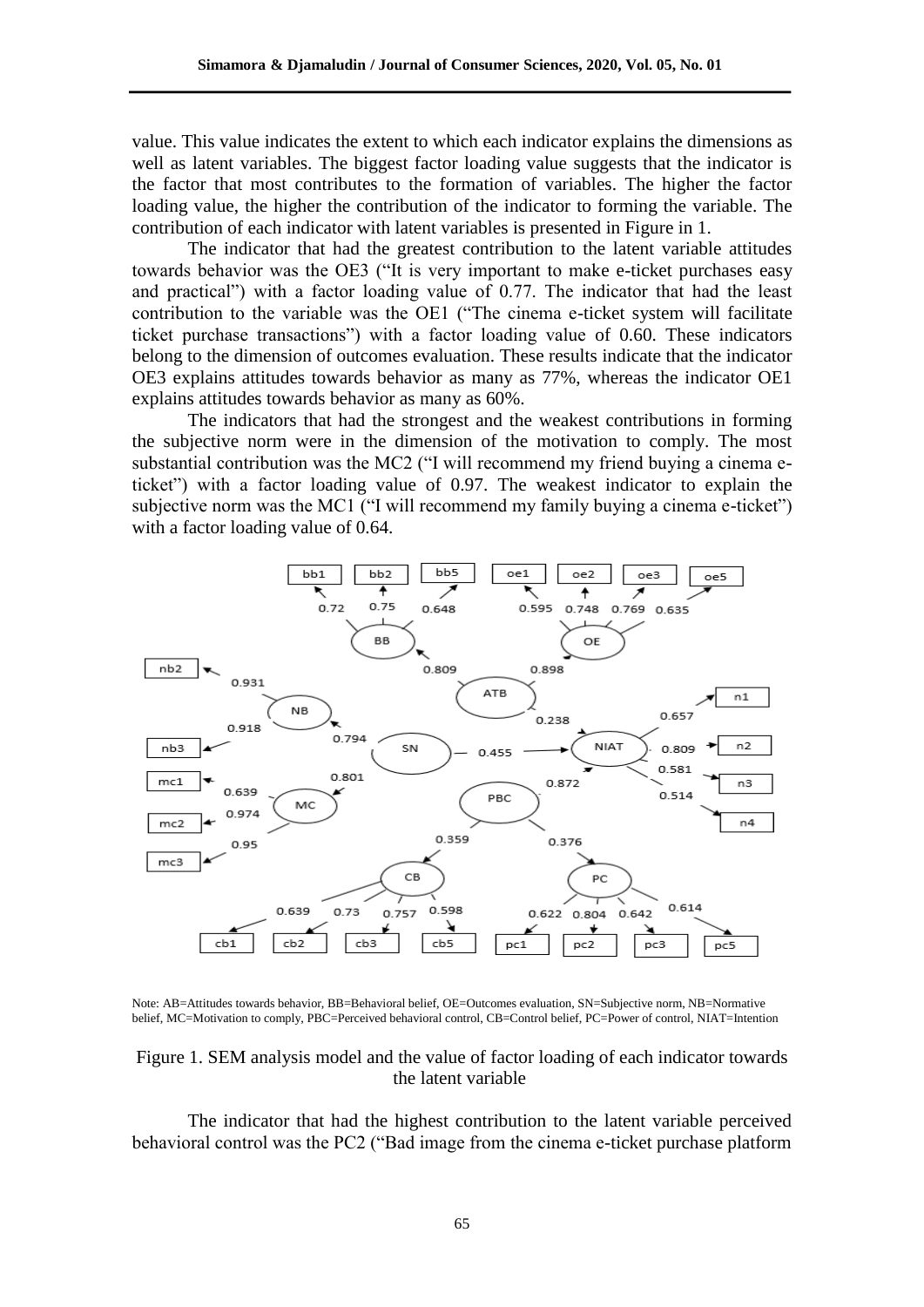value. This value indicates the extent to which each indicator explains the dimensions as well as latent variables. The biggest factor loading value suggests that the indicator is the factor that most contributes to the formation of variables. The higher the factor loading value, the higher the contribution of the indicator to forming the variable. The contribution of each indicator with latent variables is presented in Figure in 1.

The indicator that had the greatest contribution to the latent variable attitudes towards behavior was the OE3 ("It is very important to make e-ticket purchases easy and practical") with a factor loading value of 0.77. The indicator that had the least contribution to the variable was the OE1 ("The cinema e-ticket system will facilitate ticket purchase transactions") with a factor loading value of 0.60. These indicators belong to the dimension of outcomes evaluation. These results indicate that the indicator OE3 explains attitudes towards behavior as many as 77%, whereas the indicator OE1 explains attitudes towards behavior as many as 60%.

The indicators that had the strongest and the weakest contributions in forming the subjective norm were in the dimension of the motivation to comply. The most substantial contribution was the MC2 ("I will recommend my friend buying a cinema e-ticket") with a factor loading value of 0.97. The weakest indicator to explain the subjective norm was the MC1 ("I will recommend my family buying a cinema e-ticket") with a factor loading value of 0.64.

Note: AB=Attitudes towards behavior, BB=Behavioral belief, OE=Outcomes evaluation, SN=Subjective norm, NB=Normative belief, MC=Motivation to comply, PBC=Perceived behavioral control, CB=Control belief, PC=Power of control, NIAT=Intention

Figure 1. SEM analysis model and the value of factor loading of each indicator towards the latent variable

The indicator that had the highest contribution to the latent variable perceived behavioral control was the PC2 ("Bad image from the cinema e-ticket purchase platform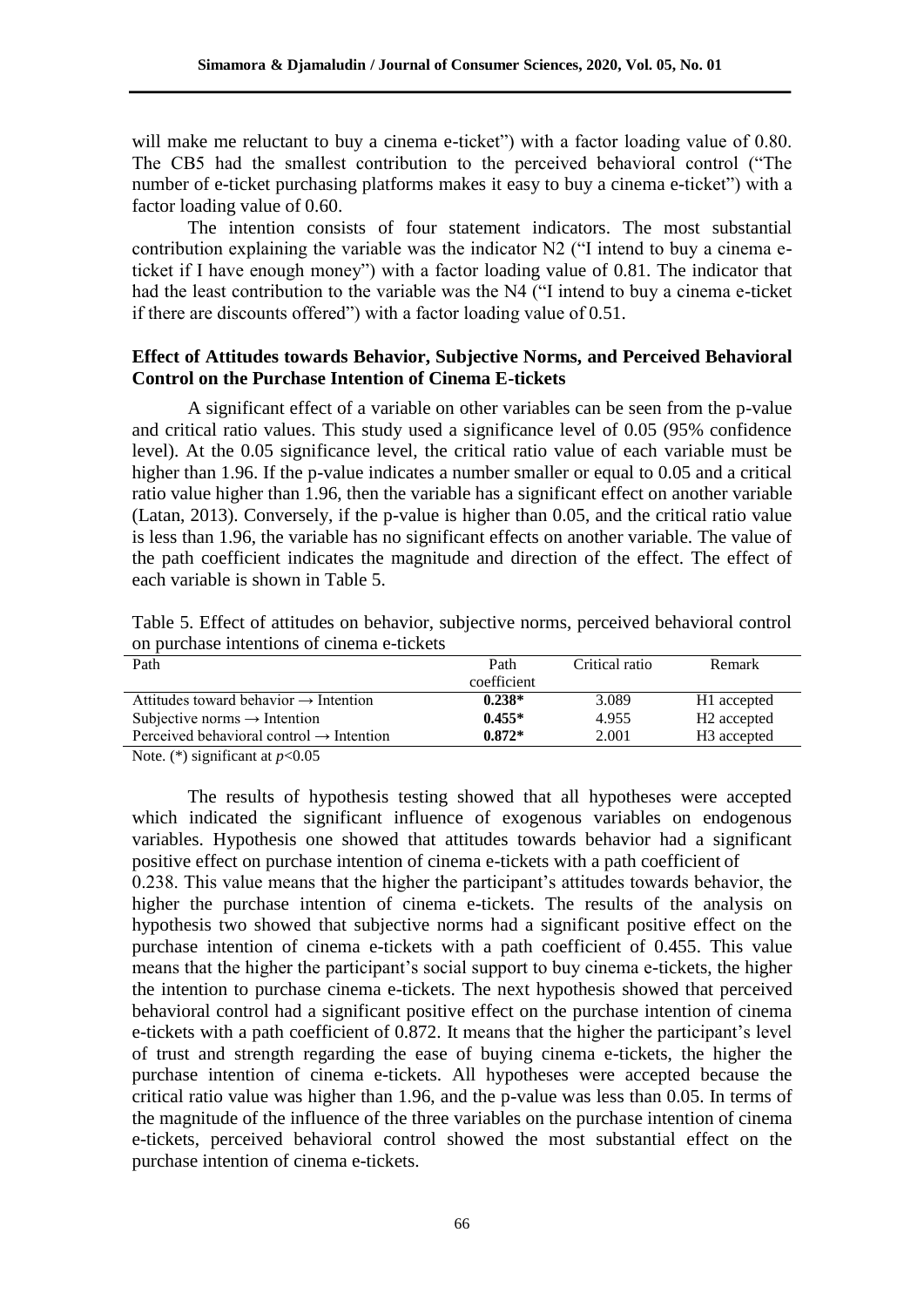will make me reluctant to buy a cinema e-ticket") with a factor loading value of 0.80. The CB5 had the smallest contribution to the perceived behavioral control ("The number of e-ticket purchasing platforms makes it easy to buy a cinema e-ticket") with a factor loading value of 0.60.

The intention consists of four statement indicators. The most substantial contribution explaining the variable was the indicator N2 ("I intend to buy a cinema e-ticket if I have enough money") with a factor loading value of 0.81. The indicator that had the least contribution to the variable was the N4 ("I intend to buy a cinema e-ticket if there are discounts offered") with a factor loading value of 0.51.

## Effect of Attitudes towards Behavior, Subjective Norms, and Perceived Behavioral Control on the Purchase Intention of Cinema E-tickets

A significant effect of a variable on other variables can be seen from the p-value and critical ratio values. This study used a significance level of 0.05 (95% confidence level). At the 0.05 significance level, the critical ratio value of each variable must be higher than 1.96. If the p-value indicates a number smaller or equal to 0.05 and a critical ratio value higher than 1.96, then the variable has a significant effect on another variable (Latan, 2013). Conversely, if the p-value is higher than 0.05, and the critical ratio value is less than 1.96, the variable has no significant effects on another variable. The value of the path coefficient indicates the magnitude and direction of the effect. The effect of each variable is shown in Table 5.

Table 5. Effect of attitudes on behavior, subjective norms, perceived behavioral control on purchase intentions of cinema e-tickets

| Path | Path coefficient | Critical ratio | Remark |
|---|---|---|---|
| Attitudes toward behavior → Intention | **0.238*** | 3.089 | H1 accepted |
| Subjective norms → Intention | **0.455*** | 4.955 | H2 accepted |
| Perceived behavioral control → Intention | **0.872*** | 2.001 | H3 accepted |

Note. (*) significant at $p<0.05$

The results of hypothesis testing showed that all hypotheses were accepted which indicated the significant influence of exogenous variables on endogenous variables. Hypothesis one showed that attitudes towards behavior had a significant positive effect on purchase intention of cinema e-tickets with a path coefficient of 0.238. This value means that the higher the participant's attitudes towards behavior, the higher the purchase intention of cinema e-tickets. The results of the analysis on hypothesis two showed that subjective norms had a significant positive effect on the purchase intention of cinema e-tickets with a path coefficient of 0.455. This value means that the higher the participant's social support to buy cinema e-tickets, the higher the intention to purchase cinema e-tickets. The next hypothesis showed that perceived behavioral control had a significant positive effect on the purchase intention of cinema e-tickets with a path coefficient of 0.872. It means that the higher the participant's level of trust and strength regarding the ease of buying cinema e-tickets, the higher the purchase intention of cinema e-tickets. All hypotheses were accepted because the critical ratio value was higher than 1.96, and the p-value was less than 0.05. In terms of the magnitude of the influence of the three variables on the purchase intention of cinema e-tickets, perceived behavioral control showed the most substantial effect on the purchase intention of cinema e-tickets.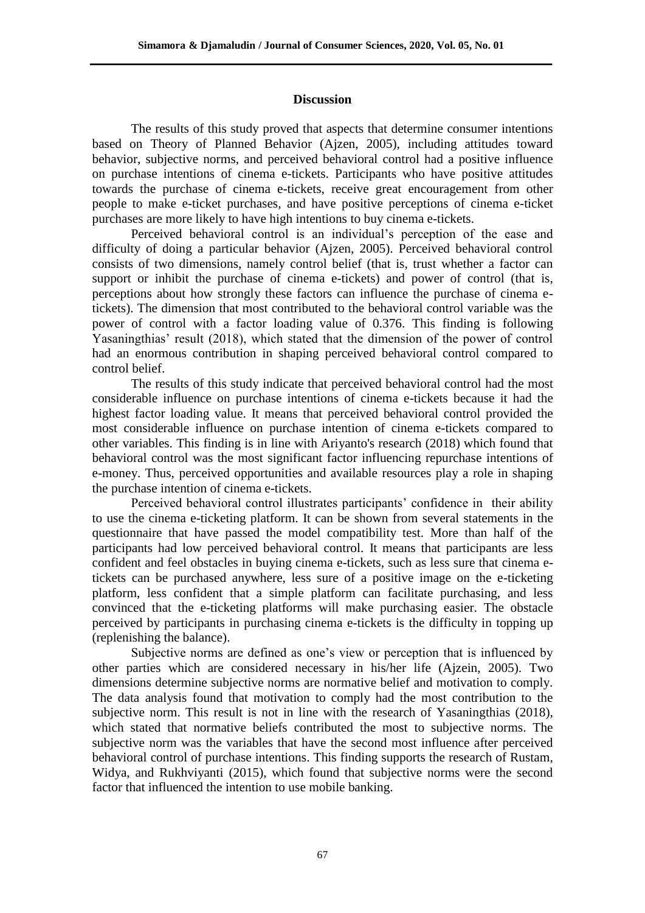## Discussion

The results of this study proved that aspects that determine consumer intentions based on Theory of Planned Behavior (Ajzen, 2005), including attitudes toward behavior, subjective norms, and perceived behavioral control had a positive influence on purchase intentions of cinema e-tickets. Participants who have positive attitudes towards the purchase of cinema e-tickets, receive great encouragement from other people to make e-ticket purchases, and have positive perceptions of cinema e-ticket purchases are more likely to have high intentions to buy cinema e-tickets.

Perceived behavioral control is an individual's perception of the ease and difficulty of doing a particular behavior (Ajzen, 2005). Perceived behavioral control consists of two dimensions, namely control belief (that is, trust whether a factor can support or inhibit the purchase of cinema e-tickets) and power of control (that is, perceptions about how strongly these factors can influence the purchase of cinema e-tickets). The dimension that most contributed to the behavioral control variable was the power of control with a factor loading value of 0.376. This finding is following Yasaningthias' result (2018), which stated that the dimension of the power of control had an enormous contribution in shaping perceived behavioral control compared to control belief.

The results of this study indicate that perceived behavioral control had the most considerable influence on purchase intentions of cinema e-tickets because it had the highest factor loading value. It means that perceived behavioral control provided the most considerable influence on purchase intention of cinema e-tickets compared to other variables. This finding is in line with Ariyanto's research (2018) which found that behavioral control was the most significant factor influencing repurchase intentions of e-money. Thus, perceived opportunities and available resources play a role in shaping the purchase intention of cinema e-tickets.

Perceived behavioral control illustrates participants' confidence in their ability to use the cinema e-ticketing platform. It can be shown from several statements in the questionnaire that have passed the model compatibility test. More than half of the participants had low perceived behavioral control. It means that participants are less confident and feel obstacles in buying cinema e-tickets, such as less sure that cinema e-tickets can be purchased anywhere, less sure of a positive image on the e-ticketing platform, less confident that a simple platform can facilitate purchasing, and less convinced that the e-ticketing platforms will make purchasing easier. The obstacle perceived by participants in purchasing cinema e-tickets is the difficulty in topping up (replenishing the balance).

Subjective norms are defined as one's view or perception that is influenced by other parties which are considered necessary in his/her life (Ajzein, 2005). Two dimensions determine subjective norms are normative belief and motivation to comply. The data analysis found that motivation to comply had the most contribution to the subjective norm. This result is not in line with the research of Yasaningthias (2018), which stated that normative beliefs contributed the most to subjective norms. The subjective norm was the variables that have the second most influence after perceived behavioral control of purchase intentions. This finding supports the research of Rustam, Widya, and Rukhviyanti (2015), which found that subjective norms were the second factor that influenced the intention to use mobile banking.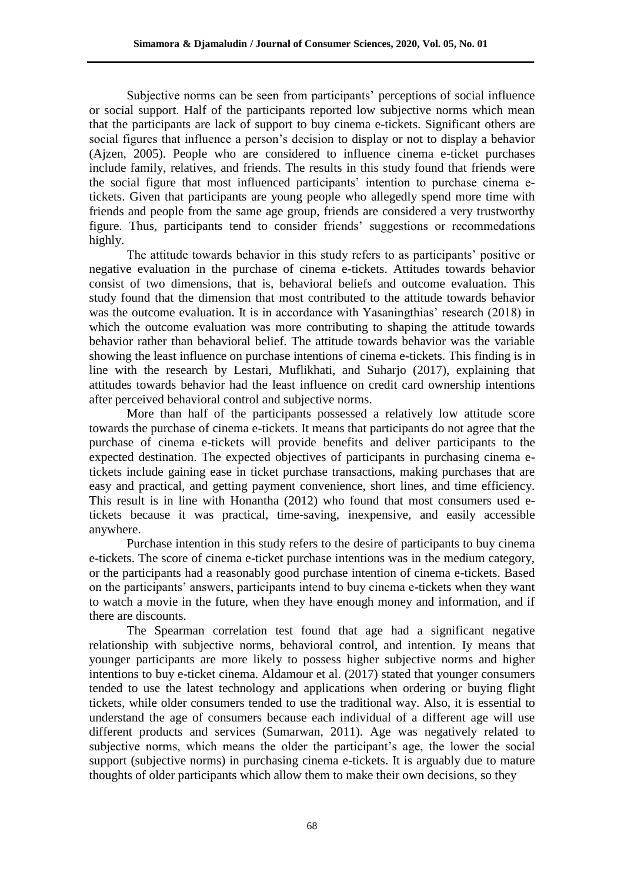Subjective norms can be seen from participants' perceptions of social influence or social support. Half of the participants reported low subjective norms which mean that the participants are lack of support to buy cinema e-tickets. Significant others are social figures that influence a person's decision to display or not to display a behavior (Ajzen, 2005). People who are considered to influence cinema e-ticket purchases include family, relatives, and friends. The results in this study found that friends were the social figure that most influenced participants' intention to purchase cinema e-tickets. Given that participants are young people who allegedly spend more time with friends and people from the same age group, friends are considered a very trustworthy figure. Thus, participants tend to consider friends' suggestions or recommedations highly.

The attitude towards behavior in this study refers to as participants' positive or negative evaluation in the purchase of cinema e-tickets. Attitudes towards behavior consist of two dimensions, that is, behavioral beliefs and outcome evaluation. This study found that the dimension that most contributed to the attitude towards behavior was the outcome evaluation. It is in accordance with Yasaningthias' research (2018) in which the outcome evaluation was more contributing to shaping the attitude towards behavior rather than behavioral belief. The attitude towards behavior was the variable showing the least influence on purchase intentions of cinema e-tickets. This finding is in line with the research by Lestari, Muflikhati, and Suharjo (2017), explaining that attitudes towards behavior had the least influence on credit card ownership intentions after perceived behavioral control and subjective norms.

More than half of the participants possessed a relatively low attitude score towards the purchase of cinema e-tickets. It means that participants do not agree that the purchase of cinema e-tickets will provide benefits and deliver participants to the expected destination. The expected objectives of participants in purchasing cinema e-tickets include gaining ease in ticket purchase transactions, making purchases that are easy and practical, and getting payment convenience, short lines, and time efficiency. This result is in line with Honantha (2012) who found that most consumers used e-tickets because it was practical, time-saving, inexpensive, and easily accessible anywhere.

Purchase intention in this study refers to the desire of participants to buy cinema e-tickets. The score of cinema e-ticket purchase intentions was in the medium category, or the participants had a reasonably good purchase intention of cinema e-tickets. Based on the participants' answers, participants intend to buy cinema e-tickets when they want to watch a movie in the future, when they have enough money and information, and if there are discounts.

The Spearman correlation test found that age had a significant negative relationship with subjective norms, behavioral control, and intention. Iy means that younger participants are more likely to possess higher subjective norms and higher intentions to buy e-ticket cinema. Aldamour et al. (2017) stated that younger consumers tended to use the latest technology and applications when ordering or buying flight tickets, while older consumers tended to use the traditional way. Also, it is essential to understand the age of consumers because each individual of a different age will use different products and services (Sumarwan, 2011). Age was negatively related to subjective norms, which means the older the participant's age, the lower the social support (subjective norms) in purchasing cinema e-tickets. It is arguably due to mature thoughts of older participants which allow them to make their own decisions, so they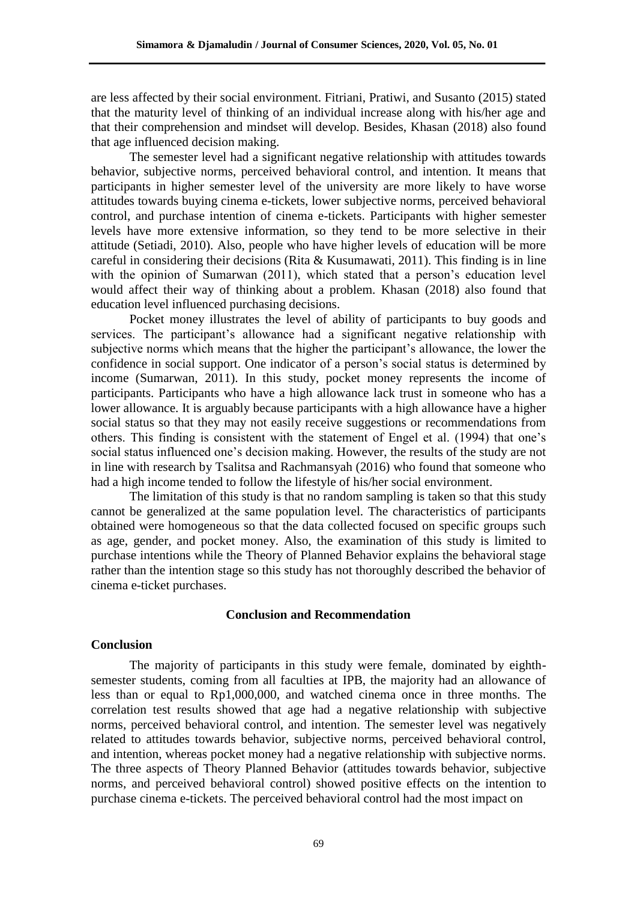are less affected by their social environment. Fitriani, Pratiwi, and Susanto (2015) stated that the maturity level of thinking of an individual increase along with his/her age and that their comprehension and mindset will develop. Besides, Khasan (2018) also found that age influenced decision making.

The semester level had a significant negative relationship with attitudes towards behavior, subjective norms, perceived behavioral control, and intention. It means that participants in higher semester level of the university are more likely to have worse attitudes towards buying cinema e-tickets, lower subjective norms, perceived behavioral control, and purchase intention of cinema e-tickets. Participants with higher semester levels have more extensive information, so they tend to be more selective in their attitude (Setiadi, 2010). Also, people who have higher levels of education will be more careful in considering their decisions (Rita & Kusumawati, 2011). This finding is in line with the opinion of Sumarwan (2011), which stated that a person's education level would affect their way of thinking about a problem. Khasan (2018) also found that education level influenced purchasing decisions.

Pocket money illustrates the level of ability of participants to buy goods and services. The participant's allowance had a significant negative relationship with subjective norms which means that the higher the participant's allowance, the lower the confidence in social support. One indicator of a person's social status is determined by income (Sumarwan, 2011). In this study, pocket money represents the income of participants. Participants who have a high allowance lack trust in someone who has a lower allowance. It is arguably because participants with a high allowance have a higher social status so that they may not easily receive suggestions or recommendations from others. This finding is consistent with the statement of Engel et al. (1994) that one's social status influenced one's decision making. However, the results of the study are not in line with research by Tsalitsa and Rachmansyah (2016) who found that someone who had a high income tended to follow the lifestyle of his/her social environment.

The limitation of this study is that no random sampling is taken so that this study cannot be generalized at the same population level. The characteristics of participants obtained were homogeneous so that the data collected focused on specific groups such as age, gender, and pocket money. Also, the examination of this study is limited to purchase intentions while the Theory of Planned Behavior explains the behavioral stage rather than the intention stage so this study has not thoroughly described the behavior of cinema e-ticket purchases.

## Conclusion and Recommendation

### Conclusion

The majority of participants in this study were female, dominated by eighth-semester students, coming from all faculties at IPB, the majority had an allowance of less than or equal to Rp1,000,000, and watched cinema once in three months. The correlation test results showed that age had a negative relationship with subjective norms, perceived behavioral control, and intention. The semester level was negatively related to attitudes towards behavior, subjective norms, perceived behavioral control, and intention, whereas pocket money had a negative relationship with subjective norms. The three aspects of Theory Planned Behavior (attitudes towards behavior, subjective norms, and perceived behavioral control) showed positive effects on the intention to purchase cinema e-tickets. The perceived behavioral control had the most impact on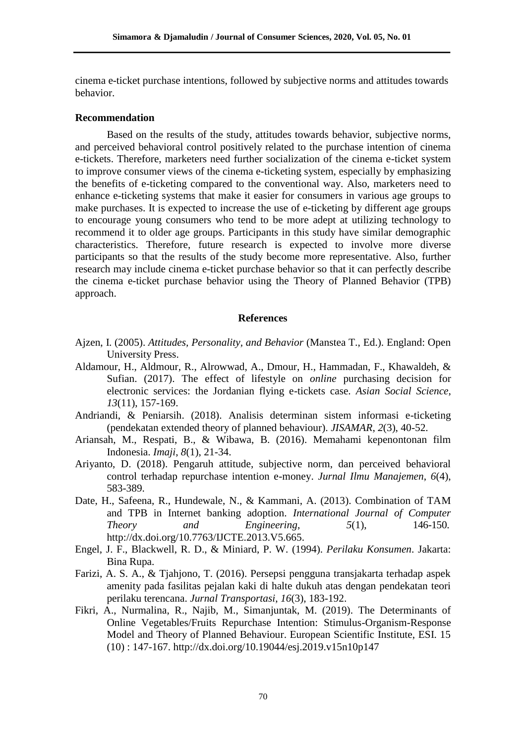cinema e-ticket purchase intentions, followed by subjective norms and attitudes towards behavior.

### Recommendation

Based on the results of the study, attitudes towards behavior, subjective norms, and perceived behavioral control positively related to the purchase intention of cinema e-tickets. Therefore, marketers need further socialization of the cinema e-ticket system to improve consumer views of the cinema e-ticketing system, especially by emphasizing the benefits of e-ticketing compared to the conventional way. Also, marketers need to enhance e-ticketing systems that make it easier for consumers in various age groups to make purchases. It is expected to increase the use of e-ticketing by different age groups to encourage young consumers who tend to be more adept at utilizing technology to recommend it to older age groups. Participants in this study have similar demographic characteristics. Therefore, future research is expected to involve more diverse participants so that the results of the study become more representative. Also, further research may include cinema e-ticket purchase behavior so that it can perfectly describe the cinema e-ticket purchase behavior using the Theory of Planned Behavior (TPB) approach.

## References

Ajzen, I. (2005). *Attitudes, Personality, and Behavior* (Manstea T., Ed.). England: Open University Press.

Aldamour, H., Aldmour, R., Alrowwad, A., Dmour, H., Hammadan, F., Khawaldeh, & Sufian. (2017). The effect of lifestyle on *online* purchasing decision for electronic services: the Jordanian flying e-tickets case. *Asian Social Science*, *13*(11), 157-169.

Andriandi, & Peniarsih. (2018). Analisis determinan sistem informasi e-ticketing (pendekatan extended theory of planned behaviour). *JISAMAR*, *2*(3), 40-52.

Ariansah, M., Respati, B., & Wibawa, B. (2016). Memahami kepenontonan film Indonesia. *Imaji*, *8*(1), 21-34.

Ariyanto, D. (2018). Pengaruh attitude, subjective norm, dan perceived behavioral control terhadap repurchase intention e-money. *Jurnal Ilmu Manajemen*, *6*(4), 583-389.

Date, H., Safeena, R., Hundewale, N., & Kammani, A. (2013). Combination of TAM and TPB in Internet banking adoption. *International Journal of Computer Theory and Engineering*, *5*(1), 146-150. http://dx.doi.org/10.7763/IJCTE.2013.V5.665.

Engel, J. F., Blackwell, R. D., & Miniard, P. W. (1994). *Perilaku Konsumen*. Jakarta: Bina Rupa.

Farizi, A. S. A., & Tjahjono, T. (2016). Persepsi pengguna transjakarta terhadap aspek amenity pada fasilitas pejalan kaki di halte dukuh atas dengan pendekatan teori perilaku terencana. *Jurnal Transportasi*, *16*(3), 183-192.

Fikri, A., Nurmalina, R., Najib, M., Simanjuntak, M. (2019). The Determinants of Online Vegetables/Fruits Repurchase Intention: Stimulus-Organism-Response Model and Theory of Planned Behaviour. European Scientific Institute, ESI. 15 (10) : 147-167. http://dx.doi.org/10.19044/esj.2019.v15n10p147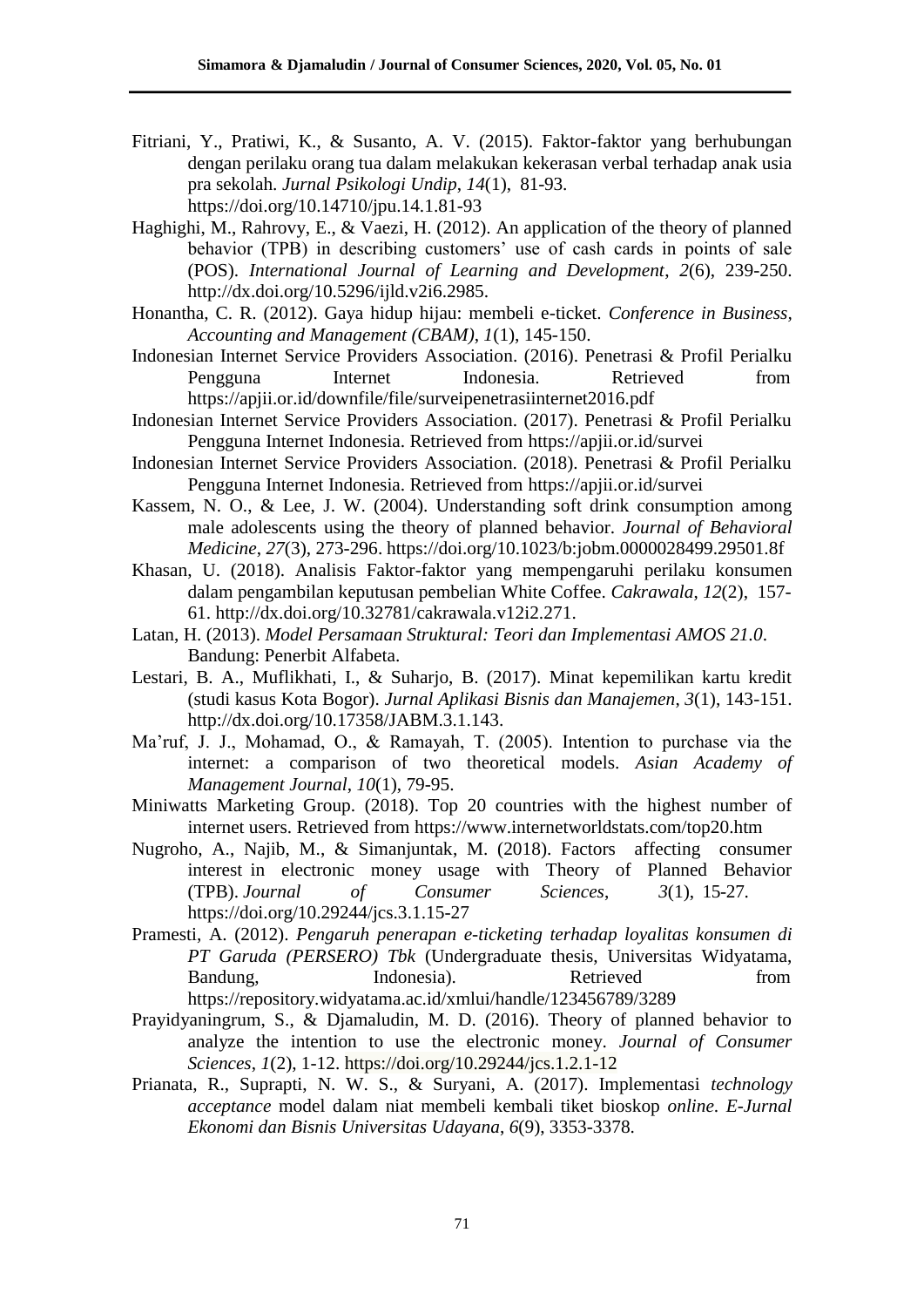Fitriani, Y., Pratiwi, K., & Susanto, A. V. (2015). Faktor-faktor yang berhubungan dengan perilaku orang tua dalam melakukan kekerasan verbal terhadap anak usia pra sekolah. *Jurnal Psikologi Undip*, *14*(1), 81-93. https://doi.org/10.14710/jpu.14.1.81-93

Haghighi, M., Rahrovy, E., & Vaezi, H. (2012). An application of the theory of planned behavior (TPB) in describing customers' use of cash cards in points of sale (POS). *International Journal of Learning and Development*, *2*(6), 239-250. http://dx.doi.org/10.5296/ijld.v2i6.2985.

Honantha, C. R. (2012). Gaya hidup hijau: membeli e-ticket. *Conference in Business, Accounting and Management (CBAM)*, *1*(1), 145-150.

Indonesian Internet Service Providers Association. (2016). Penetrasi & Profil Perialku Pengguna Internet Indonesia. Retrieved from https://apjii.or.id/downfile/file/surveipenetrasiinternet2016.pdf

Indonesian Internet Service Providers Association. (2017). Penetrasi & Profil Perialku Pengguna Internet Indonesia. Retrieved from https://apjii.or.id/survei

Indonesian Internet Service Providers Association. (2018). Penetrasi & Profil Perialku Pengguna Internet Indonesia. Retrieved from https://apjii.or.id/survei

Kassem, N. O., & Lee, J. W. (2004). Understanding soft drink consumption among male adolescents using the theory of planned behavior. *Journal of Behavioral Medicine*, *27*(3), 273-296. https://doi.org/10.1023/b:jobm.0000028499.29501.8f

Khasan, U. (2018). Analisis Faktor-faktor yang mempengaruhi perilaku konsumen dalam pengambilan keputusan pembelian White Coffee. *Cakrawala*, *12*(2), 157-61. http://dx.doi.org/10.32781/cakrawala.v12i2.271.

Latan, H. (2013). *Model Persamaan Struktural: Teori dan Implementasi AMOS 21.0*. Bandung: Penerbit Alfabeta.

Lestari, B. A., Muflikhati, I., & Suharjo, B. (2017). Minat kepemilikan kartu kredit (studi kasus Kota Bogor). *Jurnal Aplikasi Bisnis dan Manajemen*, *3*(1), 143-151. http://dx.doi.org/10.17358/JABM.3.1.143.

Ma'ruf, J. J., Mohamad, O., & Ramayah, T. (2005). Intention to purchase via the internet: a comparison of two theoretical models. *Asian Academy of Management Journal*, *10*(1), 79-95.

Miniwatts Marketing Group. (2018). Top 20 countries with the highest number of internet users. Retrieved from https://www.internetworldstats.com/top20.htm

Nugroho, A., Najib, M., & Simanjuntak, M. (2018). Factors affecting consumer interest in electronic money usage with Theory of Planned Behavior (TPB). *Journal of Consumer Sciences*, *3*(1), 15-27. https://doi.org/10.29244/jcs.3.1.15-27

Pramesti, A. (2012). *Pengaruh penerapan e-ticketing terhadap loyalitas konsumen di PT Garuda (PERSERO) Tbk* (Undergraduate thesis, Universitas Widyatama, Bandung, Indonesia). Retrieved from https://repository.widyatama.ac.id/xmlui/handle/123456789/3289

Prayidyaningrum, S., & Djamaludin, M. D. (2016). Theory of planned behavior to analyze the intention to use the electronic money. *Journal of Consumer Sciences*, *1*(2), 1-12. https://doi.org/10.29244/jcs.1.2.1-12

Prianata, R., Suprapti, N. W. S., & Suryani, A. (2017). Implementasi *technology acceptance* model dalam niat membeli kembali tiket bioskop *online*. *E-Jurnal Ekonomi dan Bisnis Universitas Udayana*, *6*(9), 3353-3378.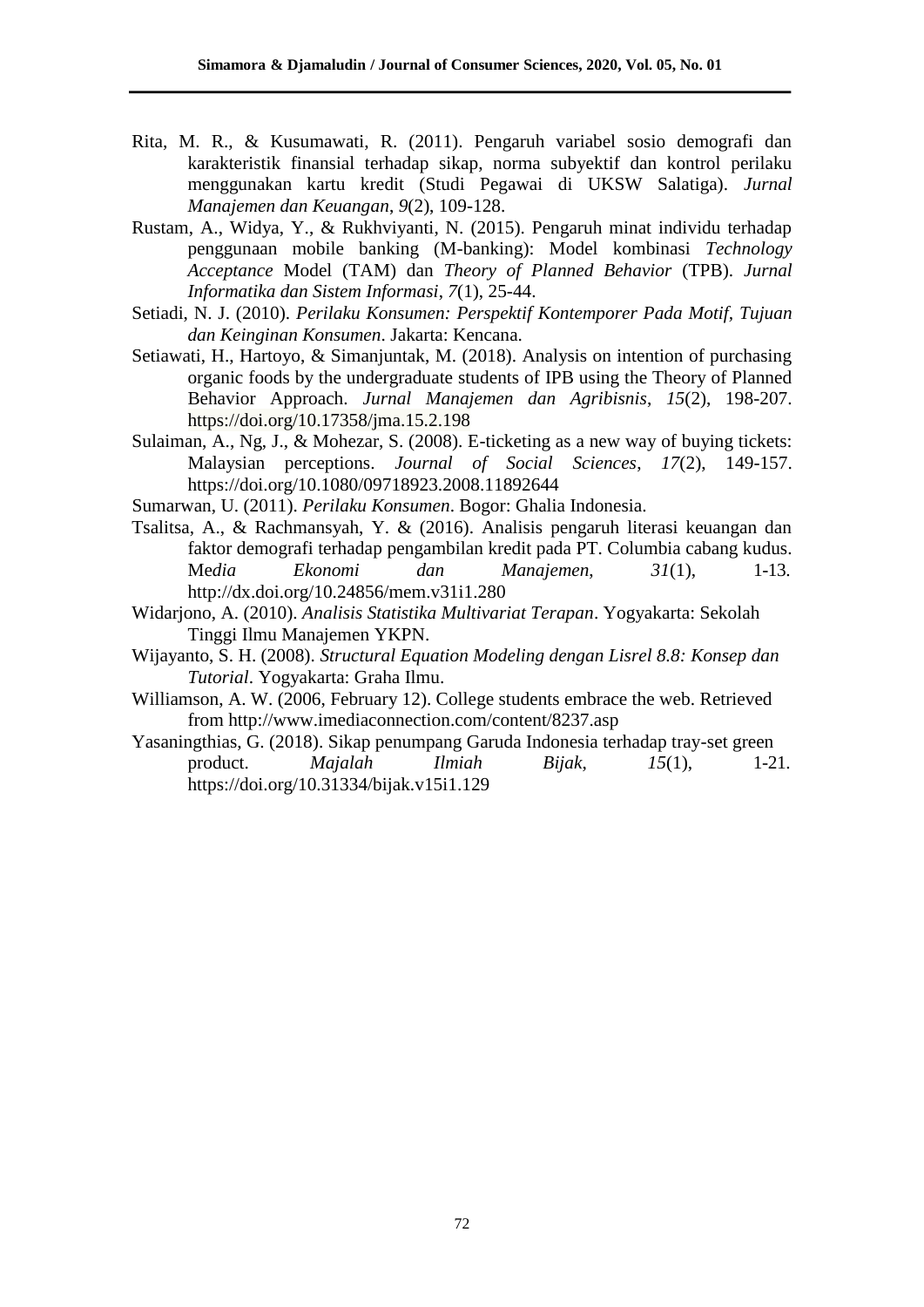Rita, M. R., & Kusumawati, R. (2011). Pengaruh variabel sosio demografi dan karakteristik finansial terhadap sikap, norma subyektif dan kontrol perilaku menggunakan kartu kredit (Studi Pegawai di UKSW Salatiga). *Jurnal Manajemen dan Keuangan*, *9*(2), 109-128.

Rustam, A., Widya, Y., & Rukhviyanti, N. (2015). Pengaruh minat individu terhadap penggunaan mobile banking (M-banking): Model kombinasi *Technology Acceptance* Model (TAM) dan *Theory of Planned Behavior* (TPB). *Jurnal Informatika dan Sistem Informasi*, *7*(1), 25-44.

Setiadi, N. J. (2010). *Perilaku Konsumen: Perspektif Kontemporer Pada Motif, Tujuan dan Keinginan Konsumen*. Jakarta: Kencana.

Setiawati, H., Hartoyo, & Simanjuntak, M. (2018). Analysis on intention of purchasing organic foods by the undergraduate students of IPB using the Theory of Planned Behavior Approach. *Jurnal Manajemen dan Agribisnis*, *15*(2), 198-207. https://doi.org/10.17358/jma.15.2.198

Sulaiman, A., Ng, J., & Mohezar, S. (2008). E-ticketing as a new way of buying tickets: Malaysian perceptions. *Journal of Social Sciences*, *17*(2), 149-157. https://doi.org/10.1080/09718923.2008.11892644

Sumarwan, U. (2011). *Perilaku Konsumen*. Bogor: Ghalia Indonesia.

Tsalitsa, A., & Rachmansyah, Y. & (2016). Analisis pengaruh literasi keuangan dan faktor demografi terhadap pengambilan kredit pada PT. Columbia cabang kudus. Me*dia Ekonomi dan Manajemen*, *31*(1), 1-13. http://dx.doi.org/10.24856/mem.v31i1.280

Widarjono, A. (2010). *Analisis Statistika Multivariat Terapan*. Yogyakarta: Sekolah Tinggi Ilmu Manajemen YKPN.

Wijayanto, S. H. (2008). *Structural Equation Modeling dengan Lisrel 8.8: Konsep dan Tutorial*. Yogyakarta: Graha Ilmu.

Williamson, A. W. (2006, February 12). College students embrace the web. Retrieved from http://www.imediaconnection.com/content/8237.asp

Yasaningthias, G. (2018). Sikap penumpang Garuda Indonesia terhadap tray-set green product. *Majalah Ilmiah Bijak*, *15*(1), 1-21. https://doi.org/10.31334/bijak.v15i1.129